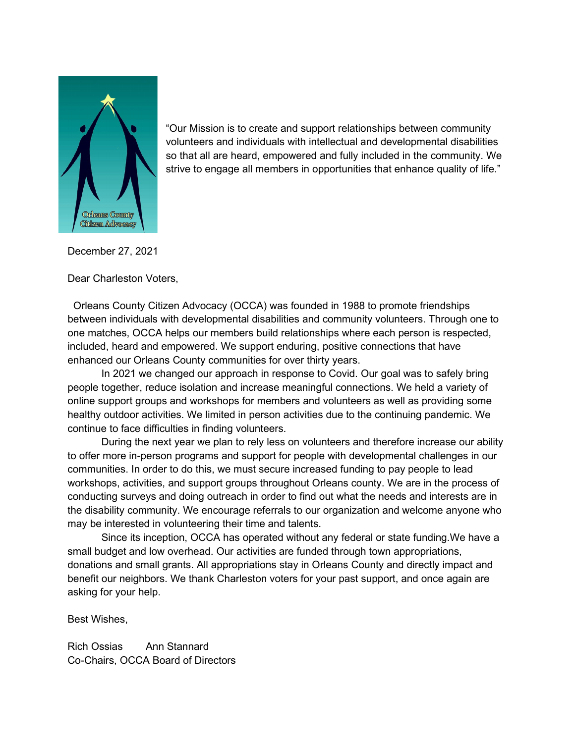Orleans County Citizen Advocacy

"Our Mission is to create and support relationships between community volunteers and individuals with intellectual and developmental disabilities so that all are heard, empowered and fully included in the community. We strive to engage all members in opportunities that enhance quality of life."

December 27, 2021

Dear Charleston Voters,

Orleans County Citizen Advocacy (OCCA) was founded in 1988 to promote friendships between individuals with developmental disabilities and community volunteers. Through one to one matches, OCCA helps our members build relationships where each person is respected, included, heard and empowered. We support enduring, positive connections that have enhanced our Orleans County communities for over thirty years.

In 2021 we changed our approach in response to Covid. Our goal was to safely bring people together, reduce isolation and increase meaningful connections. We held a variety of online support groups and workshops for members and volunteers as well as providing some healthy outdoor activities. We limited in person activities due to the continuing pandemic. We continue to face difficulties in finding volunteers.

During the next year we plan to rely less on volunteers and therefore increase our ability to offer more in-person programs and support for people with developmental challenges in our communities. In order to do this, we must secure increased funding to pay people to lead workshops, activities, and support groups throughout Orleans county. We are in the process of conducting surveys and doing outreach in order to find out what the needs and interests are in the disability community. We encourage referrals to our organization and welcome anyone who may be interested in volunteering their time and talents.

Since its inception, OCCA has operated without any federal or state funding.We have a small budget and low overhead. Our activities are funded through town appropriations, donations and small grants. All appropriations stay in Orleans County and directly impact and benefit our neighbors. We thank Charleston voters for your past support, and once again are asking for your help.

Best Wishes,

Rich Ossias  Ann Stannard
Co-Chairs, OCCA Board of Directors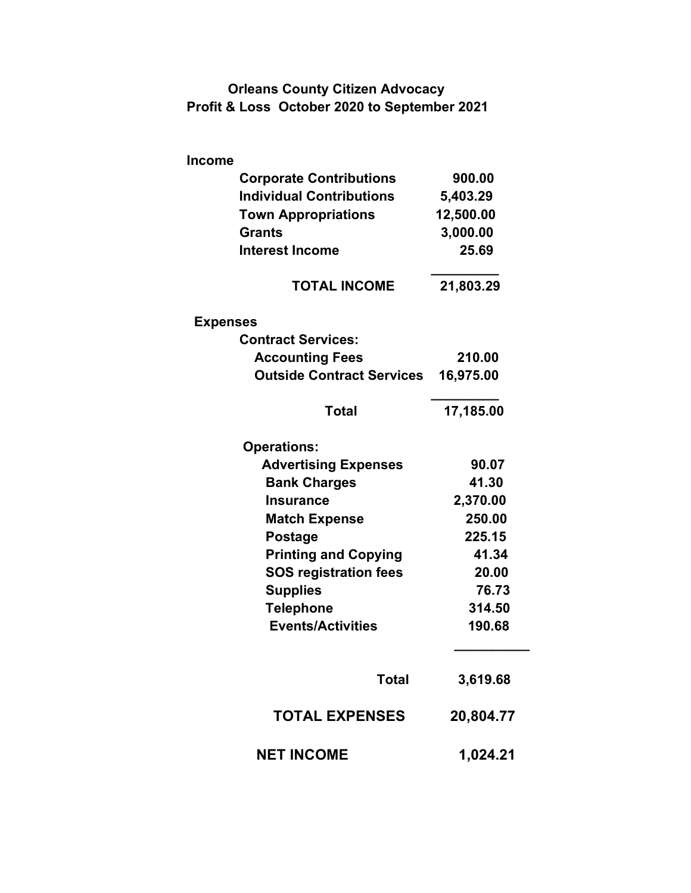**Orleans County Citizen Advocacy**
**Profit & Loss October 2020 to September 2021**

| | |
|---|---|
| **Income** | |
| **Corporate Contributions** | **900.00** |
| **Individual Contributions** | **5,403.29** |
| **Town Appropriations** | **12,500.00** |
| **Grants** | **3,000.00** |
| **Interest Income** | **25.69** |
| **TOTAL INCOME** | **21,803.29** |
| **Expenses** | |
| **Contract Services:** | |
| **Accounting Fees** | **210.00** |
| **Outside Contract Services** | **16,975.00** |
| **Total** | **17,185.00** |
| **Operations:** | |
| **Advertising Expenses** | **90.07** |
| **Bank Charges** | **41.30** |
| **Insurance** | **2,370.00** |
| **Match Expense** | **250.00** |
| **Postage** | **225.15** |
| **Printing and Copying** | **41.34** |
| **SOS registration fees** | **20.00** |
| **Supplies** | **76.73** |
| **Telephone** | **314.50** |
| **Events/Activities** | **190.68** |
| **Total** | **3,619.68** |
| **TOTAL EXPENSES** | **20,804.77** |
| **NET INCOME** | **1,024.21** |